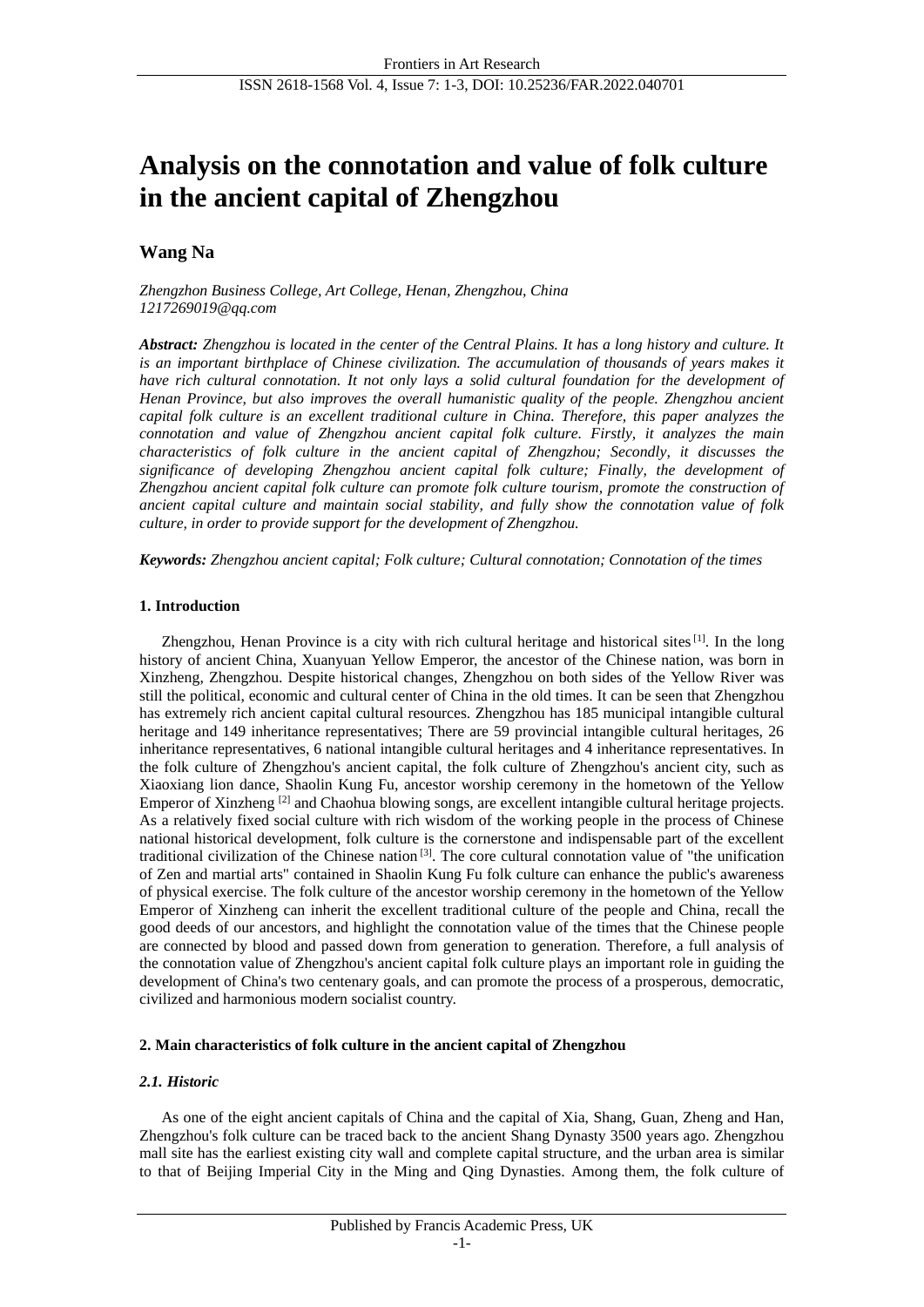# Analysis on the connotation and value of folk culture in the ancient capital of Zhengzhou

**Wang Na**

*Zhengzhon Business College, Art College, Henan, Zhengzhou, China*
*1217269019@qq.com*

***Abstract:*** *Zhengzhou is located in the center of the Central Plains. It has a long history and culture. It is an important birthplace of Chinese civilization. The accumulation of thousands of years makes it have rich cultural connotation. It not only lays a solid cultural foundation for the development of Henan Province, but also improves the overall humanistic quality of the people. Zhengzhou ancient capital folk culture is an excellent traditional culture in China. Therefore, this paper analyzes the connotation and value of Zhengzhou ancient capital folk culture. Firstly, it analyzes the main characteristics of folk culture in the ancient capital of Zhengzhou; Secondly, it discusses the significance of developing Zhengzhou ancient capital folk culture; Finally, the development of Zhengzhou ancient capital folk culture can promote folk culture tourism, promote the construction of ancient capital culture and maintain social stability, and fully show the connotation value of folk culture, in order to provide support for the development of Zhengzhou.*

***Keywords:*** *Zhengzhou ancient capital; Folk culture; Cultural connotation; Connotation of the times*

## 1. Introduction

Zhengzhou, Henan Province is a city with rich cultural heritage and historical sites [1]. In the long history of ancient China, Xuanyuan Yellow Emperor, the ancestor of the Chinese nation, was born in Xinzheng, Zhengzhou. Despite historical changes, Zhengzhou on both sides of the Yellow River was still the political, economic and cultural center of China in the old times. It can be seen that Zhengzhou has extremely rich ancient capital cultural resources. Zhengzhou has 185 municipal intangible cultural heritage and 149 inheritance representatives; There are 59 provincial intangible cultural heritages, 26 inheritance representatives, 6 national intangible cultural heritages and 4 inheritance representatives. In the folk culture of Zhengzhou's ancient capital, the folk culture of Zhengzhou's ancient city, such as Xiaoxiang lion dance, Shaolin Kung Fu, ancestor worship ceremony in the hometown of the Yellow Emperor of Xinzheng [2] and Chaohua blowing songs, are excellent intangible cultural heritage projects. As a relatively fixed social culture with rich wisdom of the working people in the process of Chinese national historical development, folk culture is the cornerstone and indispensable part of the excellent traditional civilization of the Chinese nation [3]. The core cultural connotation value of "the unification of Zen and martial arts" contained in Shaolin Kung Fu folk culture can enhance the public's awareness of physical exercise. The folk culture of the ancestor worship ceremony in the hometown of the Yellow Emperor of Xinzheng can inherit the excellent traditional culture of the people and China, recall the good deeds of our ancestors, and highlight the connotation value of the times that the Chinese people are connected by blood and passed down from generation to generation. Therefore, a full analysis of the connotation value of Zhengzhou's ancient capital folk culture plays an important role in guiding the development of China's two centenary goals, and can promote the process of a prosperous, democratic, civilized and harmonious modern socialist country.

## 2. Main characteristics of folk culture in the ancient capital of Zhengzhou

### *2.1. Historic*

As one of the eight ancient capitals of China and the capital of Xia, Shang, Guan, Zheng and Han, Zhengzhou's folk culture can be traced back to the ancient Shang Dynasty 3500 years ago. Zhengzhou mall site has the earliest existing city wall and complete capital structure, and the urban area is similar to that of Beijing Imperial City in the Ming and Qing Dynasties. Among them, the folk culture of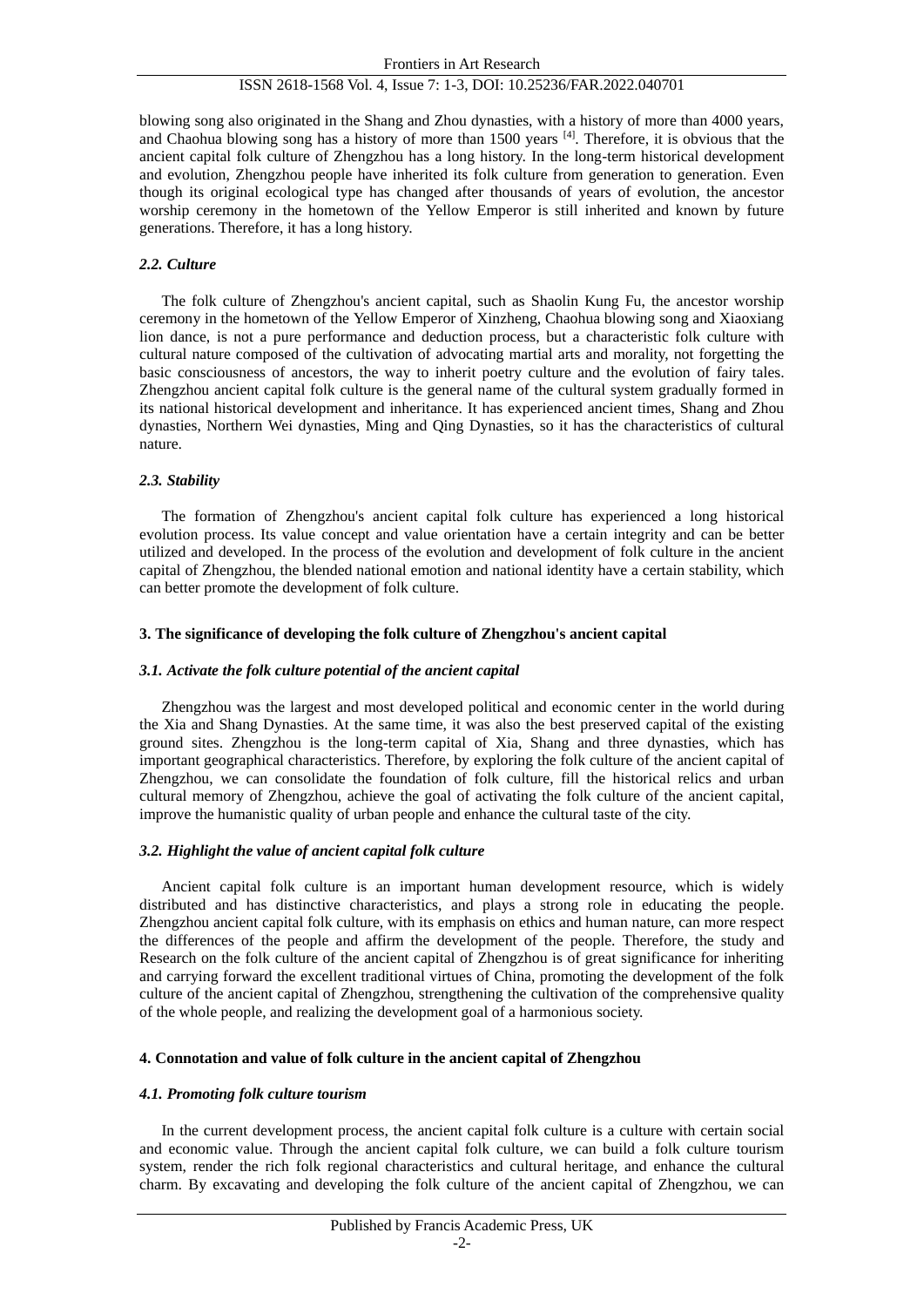blowing song also originated in the Shang and Zhou dynasties, with a history of more than 4000 years, and Chaohua blowing song has a history of more than 1500 years [4]. Therefore, it is obvious that the ancient capital folk culture of Zhengzhou has a long history. In the long-term historical development and evolution, Zhengzhou people have inherited its folk culture from generation to generation. Even though its original ecological type has changed after thousands of years of evolution, the ancestor worship ceremony in the hometown of the Yellow Emperor is still inherited and known by future generations. Therefore, it has a long history.

### *2.2. Culture*

The folk culture of Zhengzhou's ancient capital, such as Shaolin Kung Fu, the ancestor worship ceremony in the hometown of the Yellow Emperor of Xinzheng, Chaohua blowing song and Xiaoxiang lion dance, is not a pure performance and deduction process, but a characteristic folk culture with cultural nature composed of the cultivation of advocating martial arts and morality, not forgetting the basic consciousness of ancestors, the way to inherit poetry culture and the evolution of fairy tales. Zhengzhou ancient capital folk culture is the general name of the cultural system gradually formed in its national historical development and inheritance. It has experienced ancient times, Shang and Zhou dynasties, Northern Wei dynasties, Ming and Qing Dynasties, so it has the characteristics of cultural nature.

### *2.3. Stability*

The formation of Zhengzhou's ancient capital folk culture has experienced a long historical evolution process. Its value concept and value orientation have a certain integrity and can be better utilized and developed. In the process of the evolution and development of folk culture in the ancient capital of Zhengzhou, the blended national emotion and national identity have a certain stability, which can better promote the development of folk culture.

## **3. The significance of developing the folk culture of Zhengzhou's ancient capital**

### *3.1. Activate the folk culture potential of the ancient capital*

Zhengzhou was the largest and most developed political and economic center in the world during the Xia and Shang Dynasties. At the same time, it was also the best preserved capital of the existing ground sites. Zhengzhou is the long-term capital of Xia, Shang and three dynasties, which has important geographical characteristics. Therefore, by exploring the folk culture of the ancient capital of Zhengzhou, we can consolidate the foundation of folk culture, fill the historical relics and urban cultural memory of Zhengzhou, achieve the goal of activating the folk culture of the ancient capital, improve the humanistic quality of urban people and enhance the cultural taste of the city.

### *3.2. Highlight the value of ancient capital folk culture*

Ancient capital folk culture is an important human development resource, which is widely distributed and has distinctive characteristics, and plays a strong role in educating the people. Zhengzhou ancient capital folk culture, with its emphasis on ethics and human nature, can more respect the differences of the people and affirm the development of the people. Therefore, the study and Research on the folk culture of the ancient capital of Zhengzhou is of great significance for inheriting and carrying forward the excellent traditional virtues of China, promoting the development of the folk culture of the ancient capital of Zhengzhou, strengthening the cultivation of the comprehensive quality of the whole people, and realizing the development goal of a harmonious society.

## **4. Connotation and value of folk culture in the ancient capital of Zhengzhou**

### *4.1. Promoting folk culture tourism*

In the current development process, the ancient capital folk culture is a culture with certain social and economic value. Through the ancient capital folk culture, we can build a folk culture tourism system, render the rich folk regional characteristics and cultural heritage, and enhance the cultural charm. By excavating and developing the folk culture of the ancient capital of Zhengzhou, we can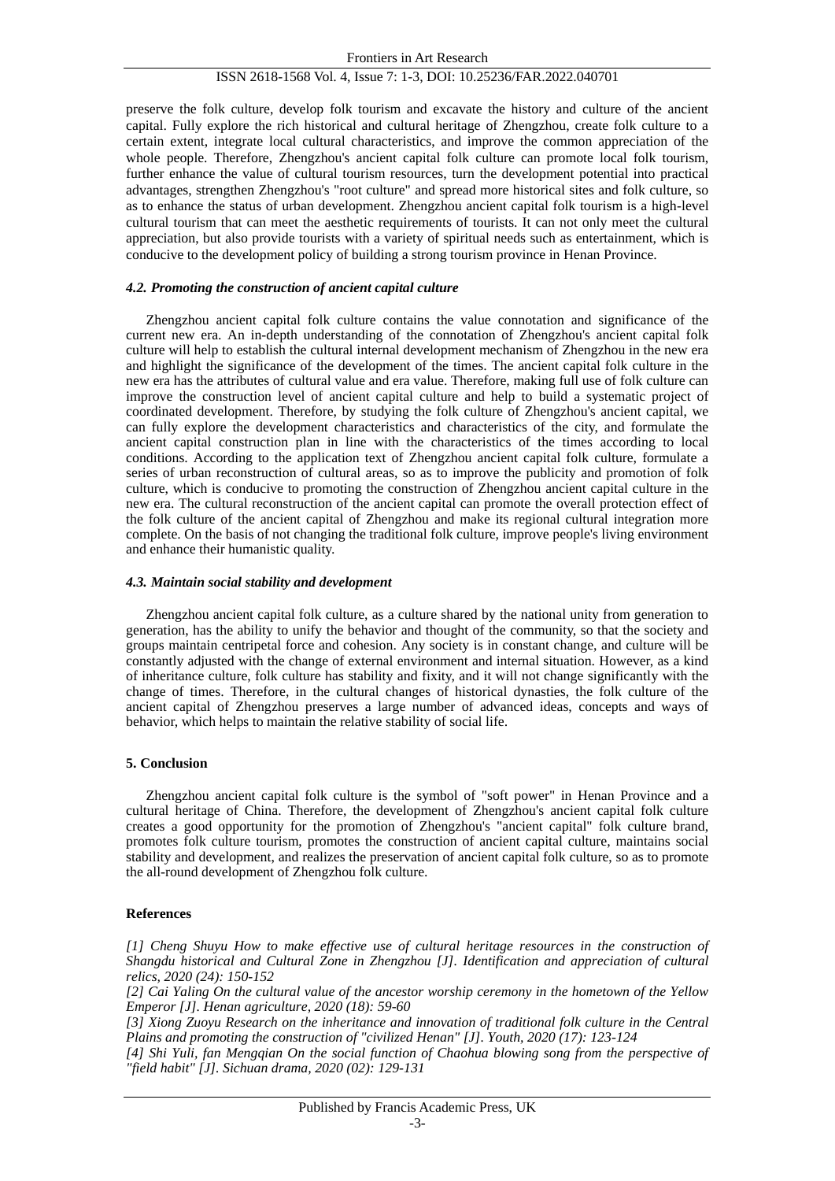preserve the folk culture, develop folk tourism and excavate the history and culture of the ancient capital. Fully explore the rich historical and cultural heritage of Zhengzhou, create folk culture to a certain extent, integrate local cultural characteristics, and improve the common appreciation of the whole people. Therefore, Zhengzhou's ancient capital folk culture can promote local folk tourism, further enhance the value of cultural tourism resources, turn the development potential into practical advantages, strengthen Zhengzhou's "root culture" and spread more historical sites and folk culture, so as to enhance the status of urban development. Zhengzhou ancient capital folk tourism is a high-level cultural tourism that can meet the aesthetic requirements of tourists. It can not only meet the cultural appreciation, but also provide tourists with a variety of spiritual needs such as entertainment, which is conducive to the development policy of building a strong tourism province in Henan Province.

### *4.2. Promoting the construction of ancient capital culture*

Zhengzhou ancient capital folk culture contains the value connotation and significance of the current new era. An in-depth understanding of the connotation of Zhengzhou's ancient capital folk culture will help to establish the cultural internal development mechanism of Zhengzhou in the new era and highlight the significance of the development of the times. The ancient capital folk culture in the new era has the attributes of cultural value and era value. Therefore, making full use of folk culture can improve the construction level of ancient capital culture and help to build a systematic project of coordinated development. Therefore, by studying the folk culture of Zhengzhou's ancient capital, we can fully explore the development characteristics and characteristics of the city, and formulate the ancient capital construction plan in line with the characteristics of the times according to local conditions. According to the application text of Zhengzhou ancient capital folk culture, formulate a series of urban reconstruction of cultural areas, so as to improve the publicity and promotion of folk culture, which is conducive to promoting the construction of Zhengzhou ancient capital culture in the new era. The cultural reconstruction of the ancient capital can promote the overall protection effect of the folk culture of the ancient capital of Zhengzhou and make its regional cultural integration more complete. On the basis of not changing the traditional folk culture, improve people's living environment and enhance their humanistic quality.

### *4.3. Maintain social stability and development*

Zhengzhou ancient capital folk culture, as a culture shared by the national unity from generation to generation, has the ability to unify the behavior and thought of the community, so that the society and groups maintain centripetal force and cohesion. Any society is in constant change, and culture will be constantly adjusted with the change of external environment and internal situation. However, as a kind of inheritance culture, folk culture has stability and fixity, and it will not change significantly with the change of times. Therefore, in the cultural changes of historical dynasties, the folk culture of the ancient capital of Zhengzhou preserves a large number of advanced ideas, concepts and ways of behavior, which helps to maintain the relative stability of social life.

## 5. Conclusion

Zhengzhou ancient capital folk culture is the symbol of "soft power" in Henan Province and a cultural heritage of China. Therefore, the development of Zhengzhou's ancient capital folk culture creates a good opportunity for the promotion of Zhengzhou's "ancient capital" folk culture brand, promotes folk culture tourism, promotes the construction of ancient capital culture, maintains social stability and development, and realizes the preservation of ancient capital folk culture, so as to promote the all-round development of Zhengzhou folk culture.

## References

*[1] Cheng Shuyu How to make effective use of cultural heritage resources in the construction of Shangdu historical and Cultural Zone in Zhengzhou [J]. Identification and appreciation of cultural relics, 2020 (24): 150-152*

*[2] Cai Yaling On the cultural value of the ancestor worship ceremony in the hometown of the Yellow Emperor [J]. Henan agriculture, 2020 (18): 59-60*

*[3] Xiong Zuoyu Research on the inheritance and innovation of traditional folk culture in the Central Plains and promoting the construction of "civilized Henan" [J]. Youth, 2020 (17): 123-124*

*[4] Shi Yuli, fan Mengqian On the social function of Chaohua blowing song from the perspective of "field habit" [J]. Sichuan drama, 2020 (02): 129-131*